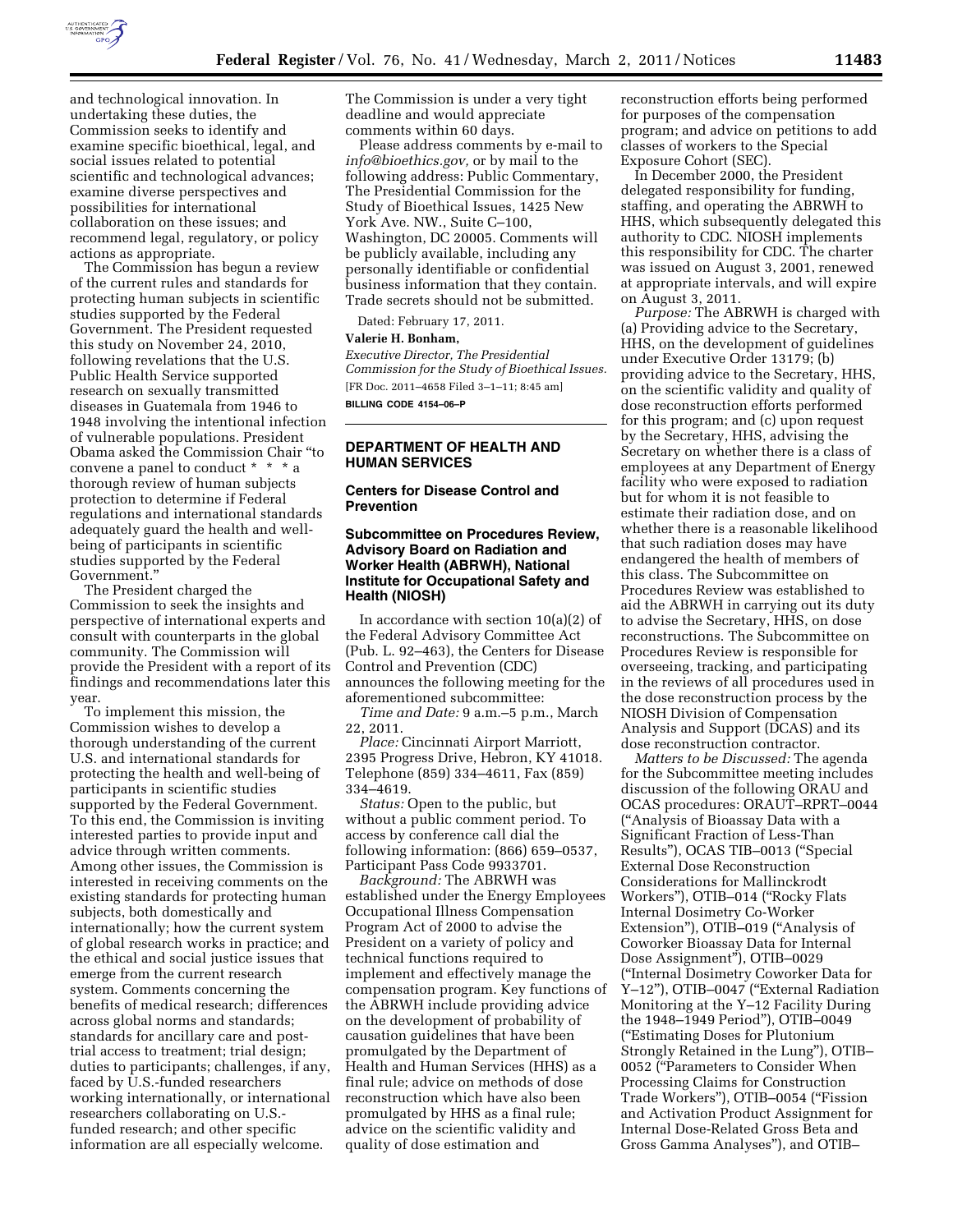and technological innovation. In undertaking these duties, the Commission seeks to identify and examine specific bioethical, legal, and social issues related to potential scientific and technological advances; examine diverse perspectives and possibilities for international collaboration on these issues; and recommend legal, regulatory, or policy actions as appropriate.

The Commission has begun a review of the current rules and standards for protecting human subjects in scientific studies supported by the Federal Government. The President requested this study on November 24, 2010, following revelations that the U.S. Public Health Service supported research on sexually transmitted diseases in Guatemala from 1946 to 1948 involving the intentional infection of vulnerable populations. President Obama asked the Commission Chair "to convene a panel to conduct * * * a thorough review of human subjects protection to determine if Federal regulations and international standards adequately guard the health and well-being of participants in scientific studies supported by the Federal Government."

The President charged the Commission to seek the insights and perspective of international experts and consult with counterparts in the global community. The Commission will provide the President with a report of its findings and recommendations later this year.

To implement this mission, the Commission wishes to develop a thorough understanding of the current U.S. and international standards for protecting the health and well-being of participants in scientific studies supported by the Federal Government. To this end, the Commission is inviting interested parties to provide input and advice through written comments. Among other issues, the Commission is interested in receiving comments on the existing standards for protecting human subjects, both domestically and internationally; how the current system of global research works in practice; and the ethical and social justice issues that emerge from the current research system. Comments concerning the benefits of medical research; differences across global norms and standards; standards for ancillary care and post-trial access to treatment; trial design; duties to participants; challenges, if any, faced by U.S.-funded researchers working internationally, or international researchers collaborating on U.S.-funded research; and other specific information are all especially welcome.

The Commission is under a very tight deadline and would appreciate comments within 60 days.

Please address comments by e-mail to *info@bioethics.gov,* or by mail to the following address: Public Commentary, The Presidential Commission for the Study of Bioethical Issues, 1425 New York Ave. NW., Suite C–100, Washington, DC 20005. Comments will be publicly available, including any personally identifiable or confidential business information that they contain. Trade secrets should not be submitted.

Dated: February 17, 2011.

**Valerie H. Bonham,**

*Executive Director, The Presidential Commission for the Study of Bioethical Issues.*

[FR Doc. 2011–4658 Filed 3–1–11; 8:45 am]

**BILLING CODE 4154–06–P**

## DEPARTMENT OF HEALTH AND HUMAN SERVICES

### Centers for Disease Control and Prevention

### Subcommittee on Procedures Review, Advisory Board on Radiation and Worker Health (ABRWH), National Institute for Occupational Safety and Health (NIOSH)

In accordance with section 10(a)(2) of the Federal Advisory Committee Act (Pub. L. 92–463), the Centers for Disease Control and Prevention (CDC) announces the following meeting for the aforementioned subcommittee:

*Time and Date:* 9 a.m.–5 p.m., March 22, 2011.

*Place:* Cincinnati Airport Marriott, 2395 Progress Drive, Hebron, KY 41018. Telephone (859) 334–4611, Fax (859) 334–4619.

*Status:* Open to the public, but without a public comment period. To access by conference call dial the following information: (866) 659–0537, Participant Pass Code 9933701.

*Background:* The ABRWH was established under the Energy Employees Occupational Illness Compensation Program Act of 2000 to advise the President on a variety of policy and technical functions required to implement and effectively manage the compensation program. Key functions of the ABRWH include providing advice on the development of probability of causation guidelines that have been promulgated by the Department of Health and Human Services (HHS) as a final rule; advice on methods of dose reconstruction which have also been promulgated by HHS as a final rule; advice on the scientific validity and quality of dose estimation and reconstruction efforts being performed for purposes of the compensation program; and advice on petitions to add classes of workers to the Special Exposure Cohort (SEC).

In December 2000, the President delegated responsibility for funding, staffing, and operating the ABRWH to HHS, which subsequently delegated this authority to CDC. NIOSH implements this responsibility for CDC. The charter was issued on August 3, 2001, renewed at appropriate intervals, and will expire on August 3, 2011.

*Purpose:* The ABRWH is charged with (a) Providing advice to the Secretary, HHS, on the development of guidelines under Executive Order 13179; (b) providing advice to the Secretary, HHS, on the scientific validity and quality of dose reconstruction efforts performed for this program; and (c) upon request by the Secretary, HHS, advising the Secretary on whether there is a class of employees at any Department of Energy facility who were exposed to radiation but for whom it is not feasible to estimate their radiation dose, and on whether there is a reasonable likelihood that such radiation doses may have endangered the health of members of this class. The Subcommittee on Procedures Review was established to aid the ABRWH in carrying out its duty to advise the Secretary, HHS, on dose reconstructions. The Subcommittee on Procedures Review is responsible for overseeing, tracking, and participating in the reviews of all procedures used in the dose reconstruction process by the NIOSH Division of Compensation Analysis and Support (DCAS) and its dose reconstruction contractor.

*Matters to be Discussed:* The agenda for the Subcommittee meeting includes discussion of the following ORAU and OCAS procedures: ORAUT–RPRT–0044 ("Analysis of Bioassay Data with a Significant Fraction of Less-Than Results"), OCAS TIB–0013 ("Special External Dose Reconstruction Considerations for Mallinckrodt Workers"), OTIB–014 ("Rocky Flats Internal Dosimetry Co-Worker Extension"), OTIB–019 ("Analysis of Coworker Bioassay Data for Internal Dose Assignment"), OTIB–0029 ("Internal Dosimetry Coworker Data for Y–12"), OTIB–0047 ("External Radiation Monitoring at the Y–12 Facility During the 1948–1949 Period"), OTIB–0049 ("Estimating Doses for Plutonium Strongly Retained in the Lung"), OTIB–0052 ("Parameters to Consider When Processing Claims for Construction Trade Workers"), OTIB–0054 ("Fission and Activation Product Assignment for Internal Dose-Related Gross Beta and Gross Gamma Analyses"), and OTIB–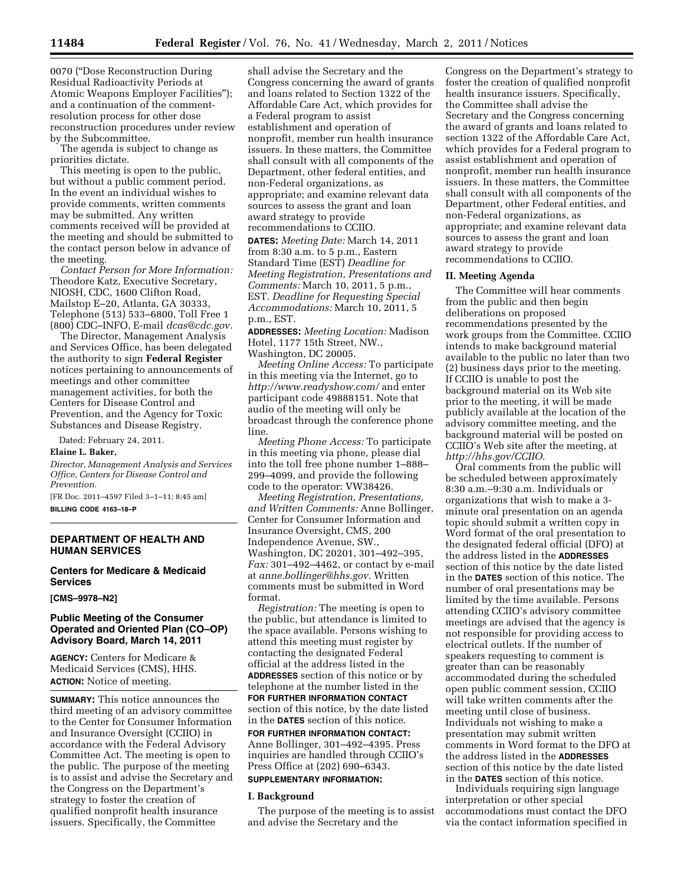0070 ("Dose Reconstruction During Residual Radioactivity Periods at Atomic Weapons Employer Facilities"); and a continuation of the comment-resolution process for other dose reconstruction procedures under review by the Subcommittee.

The agenda is subject to change as priorities dictate.

This meeting is open to the public, but without a public comment period. In the event an individual wishes to provide comments, written comments may be submitted. Any written comments received will be provided at the meeting and should be submitted to the contact person below in advance of the meeting.

*Contact Person for More Information:* Theodore Katz, Executive Secretary, NIOSH, CDC, 1600 Clifton Road, Mailstop E–20, Atlanta, GA 30333, Telephone (513) 533–6800, Toll Free 1 (800) CDC–INFO, E-mail *dcas@cdc.gov.*

The Director, Management Analysis and Services Office, has been delegated the authority to sign **Federal Register** notices pertaining to announcements of meetings and other committee management activities, for both the Centers for Disease Control and Prevention, and the Agency for Toxic Substances and Disease Registry.

Dated: February 24, 2011.

**Elaine L. Baker,**

*Director, Management Analysis and Services Office, Centers for Disease Control and Prevention.*

[FR Doc. 2011–4597 Filed 3–1–11; 8:45 am]

**BILLING CODE 4163–18–P**

## DEPARTMENT OF HEALTH AND HUMAN SERVICES

### Centers for Medicare & Medicaid Services

**[CMS–9978–N2]**

### Public Meeting of the Consumer Operated and Oriented Plan (CO–OP) Advisory Board, March 14, 2011

**AGENCY:** Centers for Medicare & Medicaid Services (CMS), HHS.

**ACTION:** Notice of meeting.

**SUMMARY:** This notice announces the third meeting of an advisory committee to the Center for Consumer Information and Insurance Oversight (CCIIO) in accordance with the Federal Advisory Committee Act. The meeting is open to the public. The purpose of the meeting is to assist and advise the Secretary and the Congress on the Department's strategy to foster the creation of qualified nonprofit health insurance issuers. Specifically, the Committee shall advise the Secretary and the Congress concerning the award of grants and loans related to Section 1322 of the Affordable Care Act, which provides for a Federal program to assist establishment and operation of nonprofit, member run health insurance issuers. In these matters, the Committee shall consult with all components of the Department, other federal entities, and non-Federal organizations, as appropriate; and examine relevant data sources to assess the grant and loan award strategy to provide recommendations to CCIIO.

**DATES:** *Meeting Date:* March 14, 2011 from 8:30 a.m. to 5 p.m., Eastern Standard Time (EST) *Deadline for Meeting Registration, Presentations and Comments:* March 10, 2011, 5 p.m., EST. *Deadline for Requesting Special Accommodations:* March 10, 2011, 5 p.m., EST.

**ADDRESSES:** *Meeting Location:* Madison Hotel, 1177 15th Street, NW., Washington, DC 20005.

*Meeting Online Access:* To participate in this meeting via the Internet, go to *http://www.readyshow.com/* and enter participant code 49888151. Note that audio of the meeting will only be broadcast through the conference phone line.

*Meeting Phone Access:* To participate in this meeting via phone, please dial into the toll free phone number 1–888–299–4099, and provide the following code to the operator: VW38426.

*Meeting Registration, Presentations, and Written Comments:* Anne Bollinger, Center for Consumer Information and Insurance Oversight, CMS, 200 Independence Avenue, SW., Washington, DC 20201, 301–492–395, *Fax:* 301–492–4462, or contact by e-mail at *anne.bollinger@hhs.gov.* Written comments must be submitted in Word format.

*Registration:* The meeting is open to the public, but attendance is limited to the space available. Persons wishing to attend this meeting must register by contacting the designated Federal official at the address listed in the **ADDRESSES** section of this notice or by telephone at the number listed in the **FOR FURTHER INFORMATION CONTACT** section of this notice, by the date listed in the **DATES** section of this notice.

**FOR FURTHER INFORMATION CONTACT:** Anne Bollinger, 301–492–4395. Press inquiries are handled through CCIIO's Press Office at (202) 690–6343.

**SUPPLEMENTARY INFORMATION:**

#### I. Background

The purpose of the meeting is to assist and advise the Secretary and the Congress on the Department's strategy to foster the creation of qualified nonprofit health insurance issuers. Specifically, the Committee shall advise the Secretary and the Congress concerning the award of grants and loans related to section 1322 of the Affordable Care Act, which provides for a Federal program to assist establishment and operation of nonprofit, member run health insurance issuers. In these matters, the Committee shall consult with all components of the Department, other Federal entities, and non-Federal organizations, as appropriate; and examine relevant data sources to assess the grant and loan award strategy to provide recommendations to CCIIO.

#### II. Meeting Agenda

The Committee will hear comments from the public and then begin deliberations on proposed recommendations presented by the work groups from the Committee. CCIIO intends to make background material available to the public no later than two (2) business days prior to the meeting. If CCIIO is unable to post the background material on its Web site prior to the meeting, it will be made publicly available at the location of the advisory committee meeting, and the background material will be posted on CCIIO's Web site after the meeting, at *http://hhs.gov/CCIIO.*

Oral comments from the public will be scheduled between approximately 8:30 a.m.–9:30 a.m. Individuals or organizations that wish to make a 3-minute oral presentation on an agenda topic should submit a written copy in Word format of the oral presentation to the designated federal official (DFO) at the address listed in the **ADDRESSES** section of this notice by the date listed in the **DATES** section of this notice. The number of oral presentations may be limited by the time available. Persons attending CCIIO's advisory committee meetings are advised that the agency is not responsible for providing access to electrical outlets. If the number of speakers requesting to comment is greater than can be reasonably accommodated during the scheduled open public comment session, CCIIO will take written comments after the meeting until close of business. Individuals not wishing to make a presentation may submit written comments in Word format to the DFO at the address listed in the **ADDRESSES** section of this notice by the date listed in the **DATES** section of this notice.

Individuals requiring sign language interpretation or other special accommodations must contact the DFO via the contact information specified in